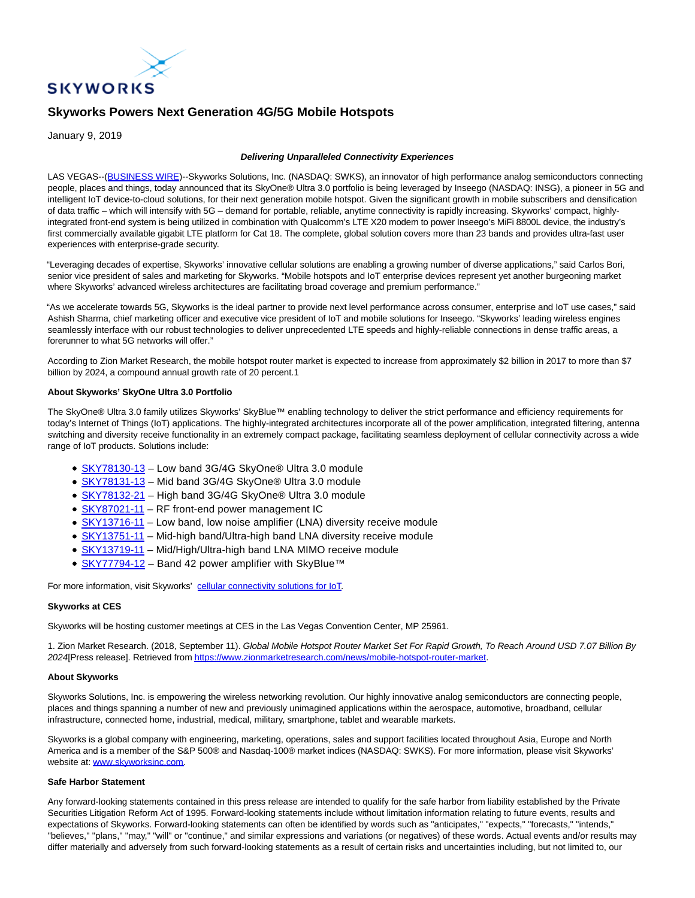SKYWORKS

# Skyworks Powers Next Generation 4G/5G Mobile Hotspots

January 9, 2019

***Delivering Unparalleled Connectivity Experiences***

LAS VEGAS--(BUSINESS WIRE)--Skyworks Solutions, Inc. (NASDAQ: SWKS), an innovator of high performance analog semiconductors connecting people, places and things, today announced that its SkyOne® Ultra 3.0 portfolio is being leveraged by Inseego (NASDAQ: INSG), a pioneer in 5G and intelligent IoT device-to-cloud solutions, for their next generation mobile hotspot. Given the significant growth in mobile subscribers and densification of data traffic – which will intensify with 5G – demand for portable, reliable, anytime connectivity is rapidly increasing. Skyworks' compact, highly-integrated front-end system is being utilized in combination with Qualcomm's LTE X20 modem to power Inseego's MiFi 8800L device, the industry's first commercially available gigabit LTE platform for Cat 18. The complete, global solution covers more than 23 bands and provides ultra-fast user experiences with enterprise-grade security.

"Leveraging decades of expertise, Skyworks' innovative cellular solutions are enabling a growing number of diverse applications," said Carlos Bori, senior vice president of sales and marketing for Skyworks. "Mobile hotspots and IoT enterprise devices represent yet another burgeoning market where Skyworks' advanced wireless architectures are facilitating broad coverage and premium performance."

"As we accelerate towards 5G, Skyworks is the ideal partner to provide next level performance across consumer, enterprise and IoT use cases," said Ashish Sharma, chief marketing officer and executive vice president of IoT and mobile solutions for Inseego. "Skyworks' leading wireless engines seamlessly interface with our robust technologies to deliver unprecedented LTE speeds and highly-reliable connections in dense traffic areas, a forerunner to what 5G networks will offer."

According to Zion Market Research, the mobile hotspot router market is expected to increase from approximately $2 billion in 2017 to more than $7 billion by 2024, a compound annual growth rate of 20 percent.1

**About Skyworks' SkyOne Ultra 3.0 Portfolio**

The SkyOne® Ultra 3.0 family utilizes Skyworks' SkyBlue™ enabling technology to deliver the strict performance and efficiency requirements for today's Internet of Things (IoT) applications. The highly-integrated architectures incorporate all of the power amplification, integrated filtering, antenna switching and diversity receive functionality in an extremely compact package, facilitating seamless deployment of cellular connectivity across a wide range of IoT products. Solutions include:

- SKY78130-13 – Low band 3G/4G SkyOne® Ultra 3.0 module
- SKY78131-13 – Mid band 3G/4G SkyOne® Ultra 3.0 module
- SKY78132-21 – High band 3G/4G SkyOne® Ultra 3.0 module
- SKY87021-11 – RF front-end power management IC
- SKY13716-11 – Low band, low noise amplifier (LNA) diversity receive module
- SKY13751-11 – Mid-high band/Ultra-high band LNA diversity receive module
- SKY13719-11 – Mid/High/Ultra-high band LNA MIMO receive module
- SKY77794-12 – Band 42 power amplifier with SkyBlue™

For more information, visit Skyworks' cellular connectivity solutions for IoT.

**Skyworks at CES**

Skyworks will be hosting customer meetings at CES in the Las Vegas Convention Center, MP 25961.

1. Zion Market Research. (2018, September 11). *Global Mobile Hotspot Router Market Set For Rapid Growth, To Reach Around USD 7.07 Billion By 2024*[Press release]. Retrieved from https://www.zionmarketresearch.com/news/mobile-hotspot-router-market.

**About Skyworks**

Skyworks Solutions, Inc. is empowering the wireless networking revolution. Our highly innovative analog semiconductors are connecting people, places and things spanning a number of new and previously unimagined applications within the aerospace, automotive, broadband, cellular infrastructure, connected home, industrial, medical, military, smartphone, tablet and wearable markets.

Skyworks is a global company with engineering, marketing, operations, sales and support facilities located throughout Asia, Europe and North America and is a member of the S&P 500® and Nasdaq-100® market indices (NASDAQ: SWKS). For more information, please visit Skyworks' website at: www.skyworksinc.com.

**Safe Harbor Statement**

Any forward-looking statements contained in this press release are intended to qualify for the safe harbor from liability established by the Private Securities Litigation Reform Act of 1995. Forward-looking statements include without limitation information relating to future events, results and expectations of Skyworks. Forward-looking statements can often be identified by words such as "anticipates," "expects," "forecasts," "intends," "believes," "plans," "may," "will" or "continue," and similar expressions and variations (or negatives) of these words. Actual events and/or results may differ materially and adversely from such forward-looking statements as a result of certain risks and uncertainties including, but not limited to, our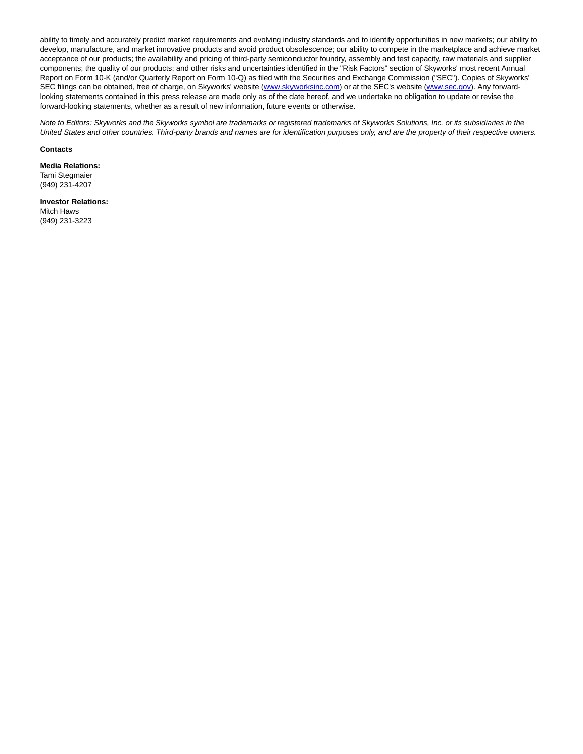ability to timely and accurately predict market requirements and evolving industry standards and to identify opportunities in new markets; our ability to develop, manufacture, and market innovative products and avoid product obsolescence; our ability to compete in the marketplace and achieve market acceptance of our products; the availability and pricing of third-party semiconductor foundry, assembly and test capacity, raw materials and supplier components; the quality of our products; and other risks and uncertainties identified in the "Risk Factors" section of Skyworks' most recent Annual Report on Form 10-K (and/or Quarterly Report on Form 10-Q) as filed with the Securities and Exchange Commission ("SEC"). Copies of Skyworks' SEC filings can be obtained, free of charge, on Skyworks' website (www.skyworksinc.com) or at the SEC's website (www.sec.gov). Any forward-looking statements contained in this press release are made only as of the date hereof, and we undertake no obligation to update or revise the forward-looking statements, whether as a result of new information, future events or otherwise.

*Note to Editors: Skyworks and the Skyworks symbol are trademarks or registered trademarks of Skyworks Solutions, Inc. or its subsidiaries in the United States and other countries. Third-party brands and names are for identification purposes only, and are the property of their respective owners.*

**Contacts**

**Media Relations:**
Tami Stegmaier
(949) 231-4207

**Investor Relations:**
Mitch Haws
(949) 231-3223